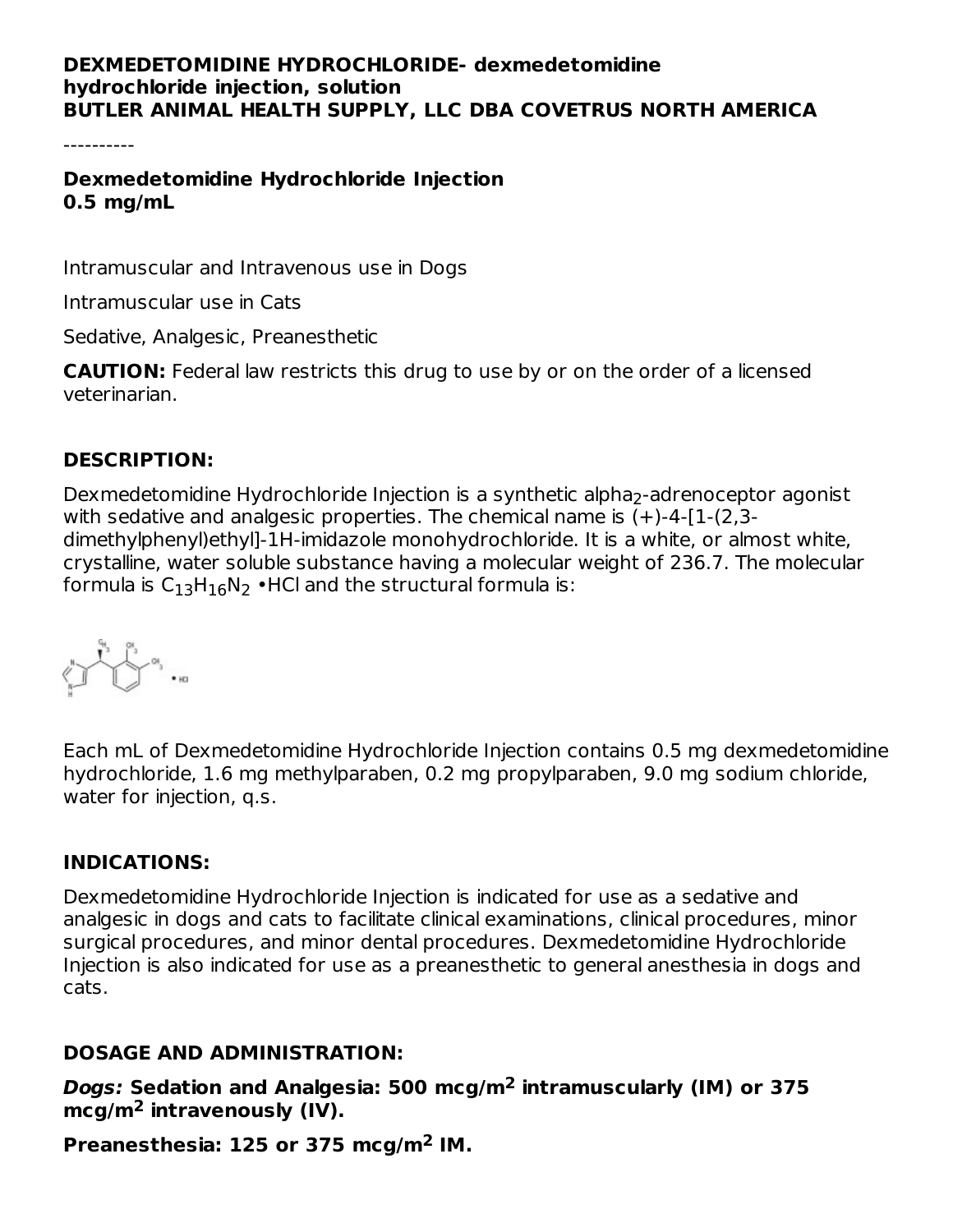**DEXMEDETOMIDINE HYDROCHLORIDE- dexmedetomidine hydrochloride injection, solution**
**BUTLER ANIMAL HEALTH SUPPLY, LLC DBA COVETRUS NORTH AMERICA**

----------

**Dexmedetomidine Hydrochloride Injection**
**0.5 mg/mL**

Intramuscular and Intravenous use in Dogs

Intramuscular use in Cats

Sedative, Analgesic, Preanesthetic

**CAUTION:** Federal law restricts this drug to use by or on the order of a licensed veterinarian.

## DESCRIPTION:

Dexmedetomidine Hydrochloride Injection is a synthetic alpha$_2$-adrenoceptor agonist with sedative and analgesic properties. The chemical name is (+)-4-[1-(2,3-dimethylphenyl)ethyl]-1H-imidazole monohydrochloride. It is a white, or almost white, crystalline, water soluble substance having a molecular weight of 236.7. The molecular formula is $C_{13}H_{16}N_2$ •HCl and the structural formula is:

Each mL of Dexmedetomidine Hydrochloride Injection contains 0.5 mg dexmedetomidine hydrochloride, 1.6 mg methylparaben, 0.2 mg propylparaben, 9.0 mg sodium chloride, water for injection, q.s.

## INDICATIONS:

Dexmedetomidine Hydrochloride Injection is indicated for use as a sedative and analgesic in dogs and cats to facilitate clinical examinations, clinical procedures, minor surgical procedures, and minor dental procedures. Dexmedetomidine Hydrochloride Injection is also indicated for use as a preanesthetic to general anesthesia in dogs and cats.

## DOSAGE AND ADMINISTRATION:

***Dogs:*** **Sedation and Analgesia: 500 mcg/m$^2$ intramuscularly (IM) or 375 mcg/m$^2$ intravenously (IV).**

**Preanesthesia: 125 or 375 mcg/m$^2$ IM.**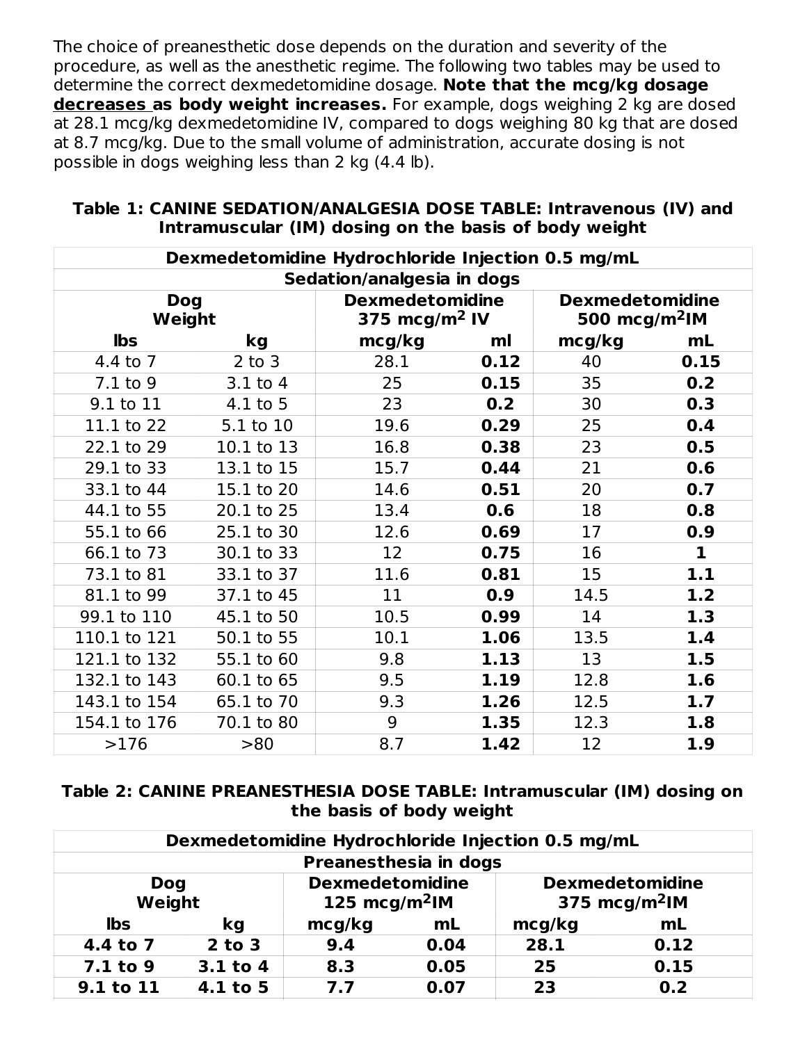The choice of preanesthetic dose depends on the duration and severity of the procedure, as well as the anesthetic regime. The following two tables may be used to determine the correct dexmedetomidine dosage. **Note that the mcg/kg dosage decreases as body weight increases.** For example, dogs weighing 2 kg are dosed at 28.1 mcg/kg dexmedetomidine IV, compared to dogs weighing 80 kg that are dosed at 8.7 mcg/kg. Due to the small volume of administration, accurate dosing is not possible in dogs weighing less than 2 kg (4.4 lb).

**Table 1: CANINE SEDATION/ANALGESIA DOSE TABLE: Intravenous (IV) and Intramuscular (IM) dosing on the basis of body weight**

| Dexmedetomidine Hydrochloride Injection 0.5 mg/mL | | | | | |
|---|---|---|---|---|---|
| Sedation/analgesia in dogs | | | | | |
| Dog Weight | | Dexmedetomidine 375 mcg/m² IV | | Dexmedetomidine 500 mcg/m² IM | |
| lbs | kg | mcg/kg | ml | mcg/kg | mL |
| 4.4 to 7 | 2 to 3 | 28.1 | **0.12** | 40 | **0.15** |
| 7.1 to 9 | 3.1 to 4 | 25 | **0.15** | 35 | **0.2** |
| 9.1 to 11 | 4.1 to 5 | 23 | **0.2** | 30 | **0.3** |
| 11.1 to 22 | 5.1 to 10 | 19.6 | **0.29** | 25 | **0.4** |
| 22.1 to 29 | 10.1 to 13 | 16.8 | **0.38** | 23 | **0.5** |
| 29.1 to 33 | 13.1 to 15 | 15.7 | **0.44** | 21 | **0.6** |
| 33.1 to 44 | 15.1 to 20 | 14.6 | **0.51** | 20 | **0.7** |
| 44.1 to 55 | 20.1 to 25 | 13.4 | **0.6** | 18 | **0.8** |
| 55.1 to 66 | 25.1 to 30 | 12.6 | **0.69** | 17 | **0.9** |
| 66.1 to 73 | 30.1 to 33 | 12 | **0.75** | 16 | **1** |
| 73.1 to 81 | 33.1 to 37 | 11.6 | **0.81** | 15 | **1.1** |
| 81.1 to 99 | 37.1 to 45 | 11 | **0.9** | 14.5 | **1.2** |
| 99.1 to 110 | 45.1 to 50 | 10.5 | **0.99** | 14 | **1.3** |
| 110.1 to 121 | 50.1 to 55 | 10.1 | **1.06** | 13.5 | **1.4** |
| 121.1 to 132 | 55.1 to 60 | 9.8 | **1.13** | 13 | **1.5** |
| 132.1 to 143 | 60.1 to 65 | 9.5 | **1.19** | 12.8 | **1.6** |
| 143.1 to 154 | 65.1 to 70 | 9.3 | **1.26** | 12.5 | **1.7** |
| 154.1 to 176 | 70.1 to 80 | 9 | **1.35** | 12.3 | **1.8** |
| >176 | >80 | 8.7 | **1.42** | 12 | **1.9** |

**Table 2: CANINE PREANESTHESIA DOSE TABLE: Intramuscular (IM) dosing on the basis of body weight**

| Dexmedetomidine Hydrochloride Injection 0.5 mg/mL | | | | | |
|---|---|---|---|---|---|
| Preanesthesia in dogs | | | | | |
| Dog Weight | | Dexmedetomidine 125 mcg/m² IM | | Dexmedetomidine 375 mcg/m² IM | |
| lbs | kg | mcg/kg | mL | mcg/kg | mL |
| **4.4 to 7** | **2 to 3** | **9.4** | **0.04** | **28.1** | **0.12** |
| **7.1 to 9** | **3.1 to 4** | **8.3** | **0.05** | **25** | **0.15** |
| **9.1 to 11** | **4.1 to 5** | **7.7** | **0.07** | **23** | **0.2** |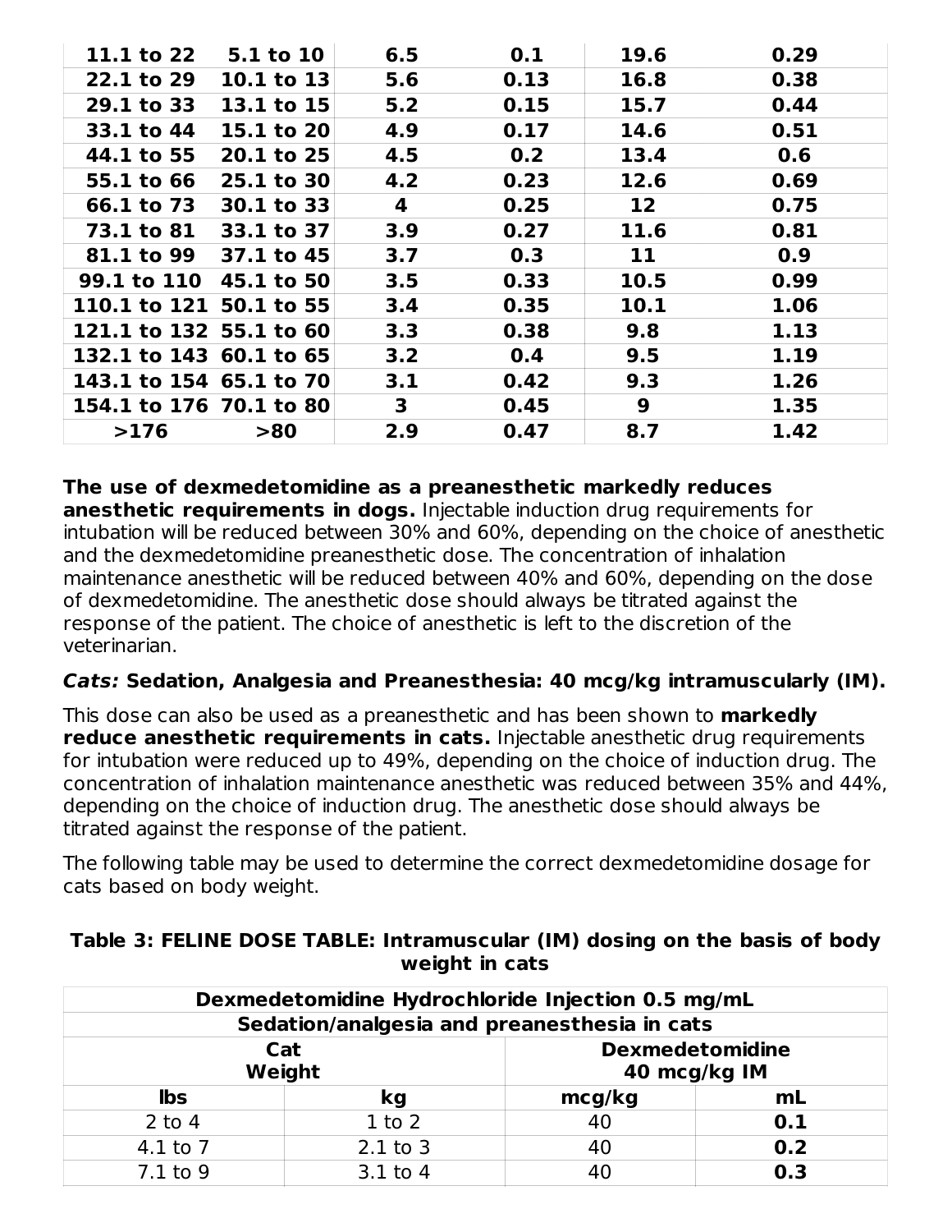| | | | | | |
|---|---|---|---|---|---|
| **11.1 to 22** | **5.1 to 10** | **6.5** | **0.1** | **19.6** | **0.29** |
| **22.1 to 29** | **10.1 to 13** | **5.6** | **0.13** | **16.8** | **0.38** |
| **29.1 to 33** | **13.1 to 15** | **5.2** | **0.15** | **15.7** | **0.44** |
| **33.1 to 44** | **15.1 to 20** | **4.9** | **0.17** | **14.6** | **0.51** |
| **44.1 to 55** | **20.1 to 25** | **4.5** | **0.2** | **13.4** | **0.6** |
| **55.1 to 66** | **25.1 to 30** | **4.2** | **0.23** | **12.6** | **0.69** |
| **66.1 to 73** | **30.1 to 33** | **4** | **0.25** | **12** | **0.75** |
| **73.1 to 81** | **33.1 to 37** | **3.9** | **0.27** | **11.6** | **0.81** |
| **81.1 to 99** | **37.1 to 45** | **3.7** | **0.3** | **11** | **0.9** |
| **99.1 to 110** | **45.1 to 50** | **3.5** | **0.33** | **10.5** | **0.99** |
| **110.1 to 121** | **50.1 to 55** | **3.4** | **0.35** | **10.1** | **1.06** |
| **121.1 to 132** | **55.1 to 60** | **3.3** | **0.38** | **9.8** | **1.13** |
| **132.1 to 143** | **60.1 to 65** | **3.2** | **0.4** | **9.5** | **1.19** |
| **143.1 to 154** | **65.1 to 70** | **3.1** | **0.42** | **9.3** | **1.26** |
| **154.1 to 176** | **70.1 to 80** | **3** | **0.45** | **9** | **1.35** |
| **>176** | **>80** | **2.9** | **0.47** | **8.7** | **1.42** |

**The use of dexmedetomidine as a preanesthetic markedly reduces anesthetic requirements in dogs.** Injectable induction drug requirements for intubation will be reduced between 30% and 60%, depending on the choice of anesthetic and the dexmedetomidine preanesthetic dose. The concentration of inhalation maintenance anesthetic will be reduced between 40% and 60%, depending on the dose of dexmedetomidine. The anesthetic dose should always be titrated against the response of the patient. The choice of anesthetic is left to the discretion of the veterinarian.

***Cats:*** **Sedation, Analgesia and Preanesthesia: 40 mcg/kg intramuscularly (IM).**

This dose can also be used as a preanesthetic and has been shown to **markedly reduce anesthetic requirements in cats.** Injectable anesthetic drug requirements for intubation were reduced up to 49%, depending on the choice of induction drug. The concentration of inhalation maintenance anesthetic was reduced between 35% and 44%, depending on the choice of induction drug. The anesthetic dose should always be titrated against the response of the patient.

The following table may be used to determine the correct dexmedetomidine dosage for cats based on body weight.

**Table 3: FELINE DOSE TABLE: Intramuscular (IM) dosing on the basis of body weight in cats**

| **Dexmedetomidine Hydrochloride Injection 0.5 mg/mL Sedation/analgesia and preanesthesia in cats** | | | |
|---|---|---|---|
| **Cat Weight** | | **Dexmedetomidine 40 mcg/kg IM** | |
| **lbs** | **kg** | **mcg/kg** | **mL** |
| 2 to 4 | 1 to 2 | 40 | **0.1** |
| 4.1 to 7 | 2.1 to 3 | 40 | **0.2** |
| 7.1 to 9 | 3.1 to 4 | 40 | **0.3** |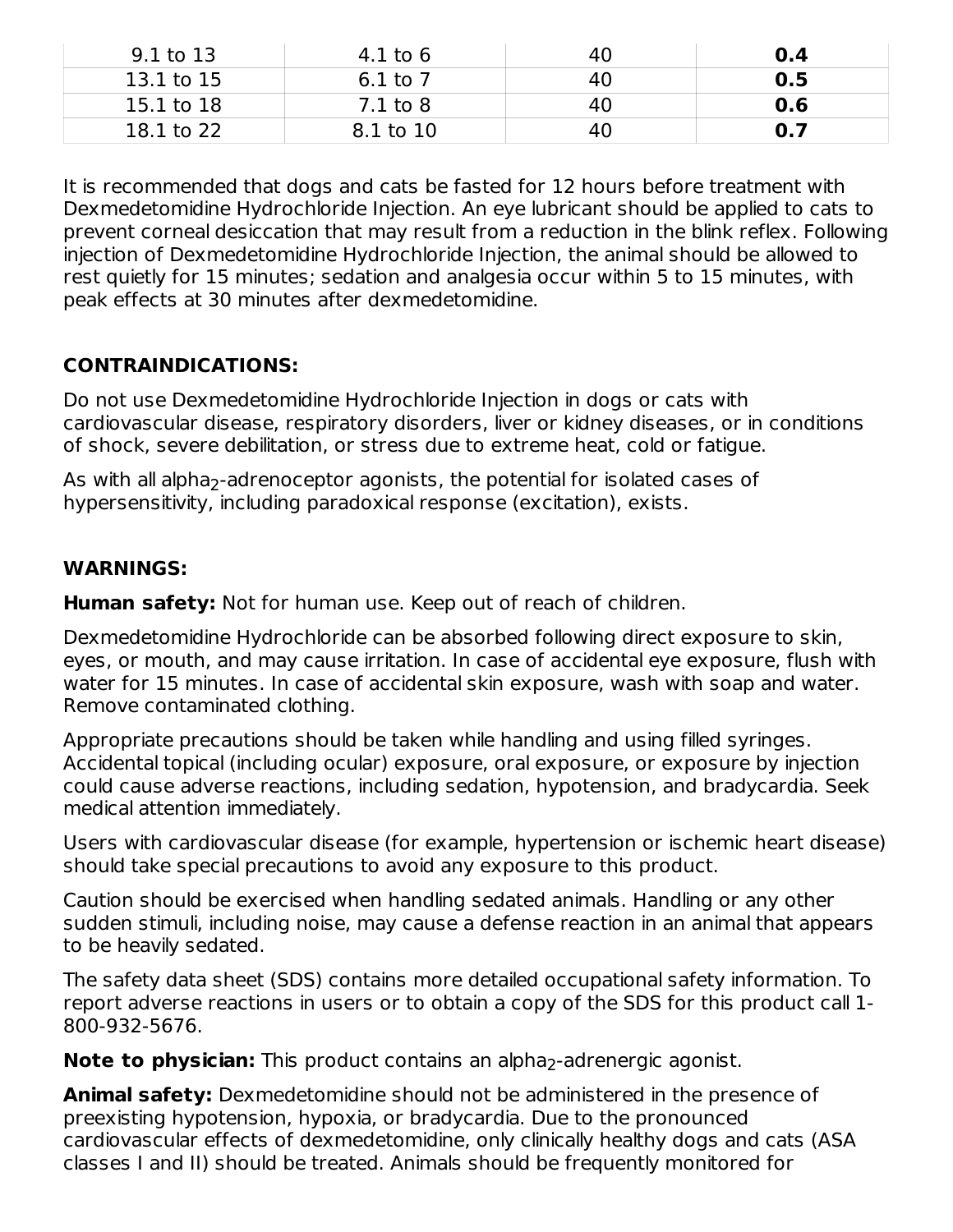| 9.1 to 13 | 4.1 to 6 | 40 | **0.4** |
|---|---|---|---|
| 13.1 to 15 | 6.1 to 7 | 40 | **0.5** |
| 15.1 to 18 | 7.1 to 8 | 40 | **0.6** |
| 18.1 to 22 | 8.1 to 10 | 40 | **0.7** |

It is recommended that dogs and cats be fasted for 12 hours before treatment with Dexmedetomidine Hydrochloride Injection. An eye lubricant should be applied to cats to prevent corneal desiccation that may result from a reduction in the blink reflex. Following injection of Dexmedetomidine Hydrochloride Injection, the animal should be allowed to rest quietly for 15 minutes; sedation and analgesia occur within 5 to 15 minutes, with peak effects at 30 minutes after dexmedetomidine.

## CONTRAINDICATIONS:

Do not use Dexmedetomidine Hydrochloride Injection in dogs or cats with cardiovascular disease, respiratory disorders, liver or kidney diseases, or in conditions of shock, severe debilitation, or stress due to extreme heat, cold or fatigue.

As with all $alpha_2$-adrenoceptor agonists, the potential for isolated cases of hypersensitivity, including paradoxical response (excitation), exists.

## WARNINGS:

**Human safety:** Not for human use. Keep out of reach of children.

Dexmedetomidine Hydrochloride can be absorbed following direct exposure to skin, eyes, or mouth, and may cause irritation. In case of accidental eye exposure, flush with water for 15 minutes. In case of accidental skin exposure, wash with soap and water. Remove contaminated clothing.

Appropriate precautions should be taken while handling and using filled syringes. Accidental topical (including ocular) exposure, oral exposure, or exposure by injection could cause adverse reactions, including sedation, hypotension, and bradycardia. Seek medical attention immediately.

Users with cardiovascular disease (for example, hypertension or ischemic heart disease) should take special precautions to avoid any exposure to this product.

Caution should be exercised when handling sedated animals. Handling or any other sudden stimuli, including noise, may cause a defense reaction in an animal that appears to be heavily sedated.

The safety data sheet (SDS) contains more detailed occupational safety information. To report adverse reactions in users or to obtain a copy of the SDS for this product call 1-800-932-5676.

**Note to physician:** This product contains an $alpha_2$-adrenergic agonist.

**Animal safety:** Dexmedetomidine should not be administered in the presence of preexisting hypotension, hypoxia, or bradycardia. Due to the pronounced cardiovascular effects of dexmedetomidine, only clinically healthy dogs and cats (ASA classes I and II) should be treated. Animals should be frequently monitored for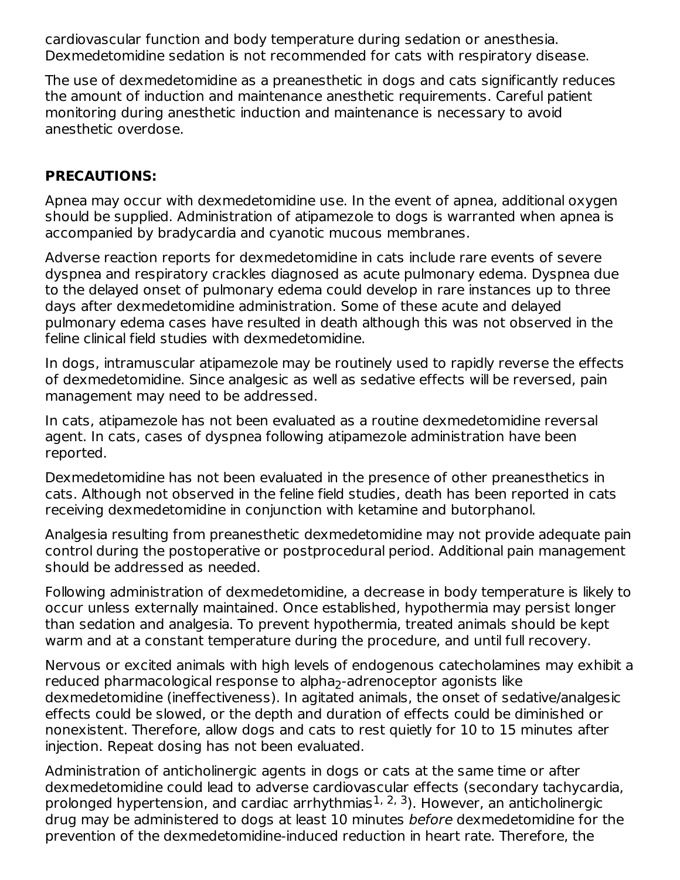cardiovascular function and body temperature during sedation or anesthesia. Dexmedetomidine sedation is not recommended for cats with respiratory disease.

The use of dexmedetomidine as a preanesthetic in dogs and cats significantly reduces the amount of induction and maintenance anesthetic requirements. Careful patient monitoring during anesthetic induction and maintenance is necessary to avoid anesthetic overdose.

**PRECAUTIONS:**

Apnea may occur with dexmedetomidine use. In the event of apnea, additional oxygen should be supplied. Administration of atipamezole to dogs is warranted when apnea is accompanied by bradycardia and cyanotic mucous membranes.

Adverse reaction reports for dexmedetomidine in cats include rare events of severe dyspnea and respiratory crackles diagnosed as acute pulmonary edema. Dyspnea due to the delayed onset of pulmonary edema could develop in rare instances up to three days after dexmedetomidine administration. Some of these acute and delayed pulmonary edema cases have resulted in death although this was not observed in the feline clinical field studies with dexmedetomidine.

In dogs, intramuscular atipamezole may be routinely used to rapidly reverse the effects of dexmedetomidine. Since analgesic as well as sedative effects will be reversed, pain management may need to be addressed.

In cats, atipamezole has not been evaluated as a routine dexmedetomidine reversal agent. In cats, cases of dyspnea following atipamezole administration have been reported.

Dexmedetomidine has not been evaluated in the presence of other preanesthetics in cats. Although not observed in the feline field studies, death has been reported in cats receiving dexmedetomidine in conjunction with ketamine and butorphanol.

Analgesia resulting from preanesthetic dexmedetomidine may not provide adequate pain control during the postoperative or postprocedural period. Additional pain management should be addressed as needed.

Following administration of dexmedetomidine, a decrease in body temperature is likely to occur unless externally maintained. Once established, hypothermia may persist longer than sedation and analgesia. To prevent hypothermia, treated animals should be kept warm and at a constant temperature during the procedure, and until full recovery.

Nervous or excited animals with high levels of endogenous catecholamines may exhibit a reduced pharmacological response to alpha$_2$-adrenoceptor agonists like dexmedetomidine (ineffectiveness). In agitated animals, the onset of sedative/analgesic effects could be slowed, or the depth and duration of effects could be diminished or nonexistent. Therefore, allow dogs and cats to rest quietly for 10 to 15 minutes after injection. Repeat dosing has not been evaluated.

Administration of anticholinergic agents in dogs or cats at the same time or after dexmedetomidine could lead to adverse cardiovascular effects (secondary tachycardia, prolonged hypertension, and cardiac arrhythmias[1, 2, 3]). However, an anticholinergic drug may be administered to dogs at least 10 minutes *before* dexmedetomidine for the prevention of the dexmedetomidine-induced reduction in heart rate. Therefore, the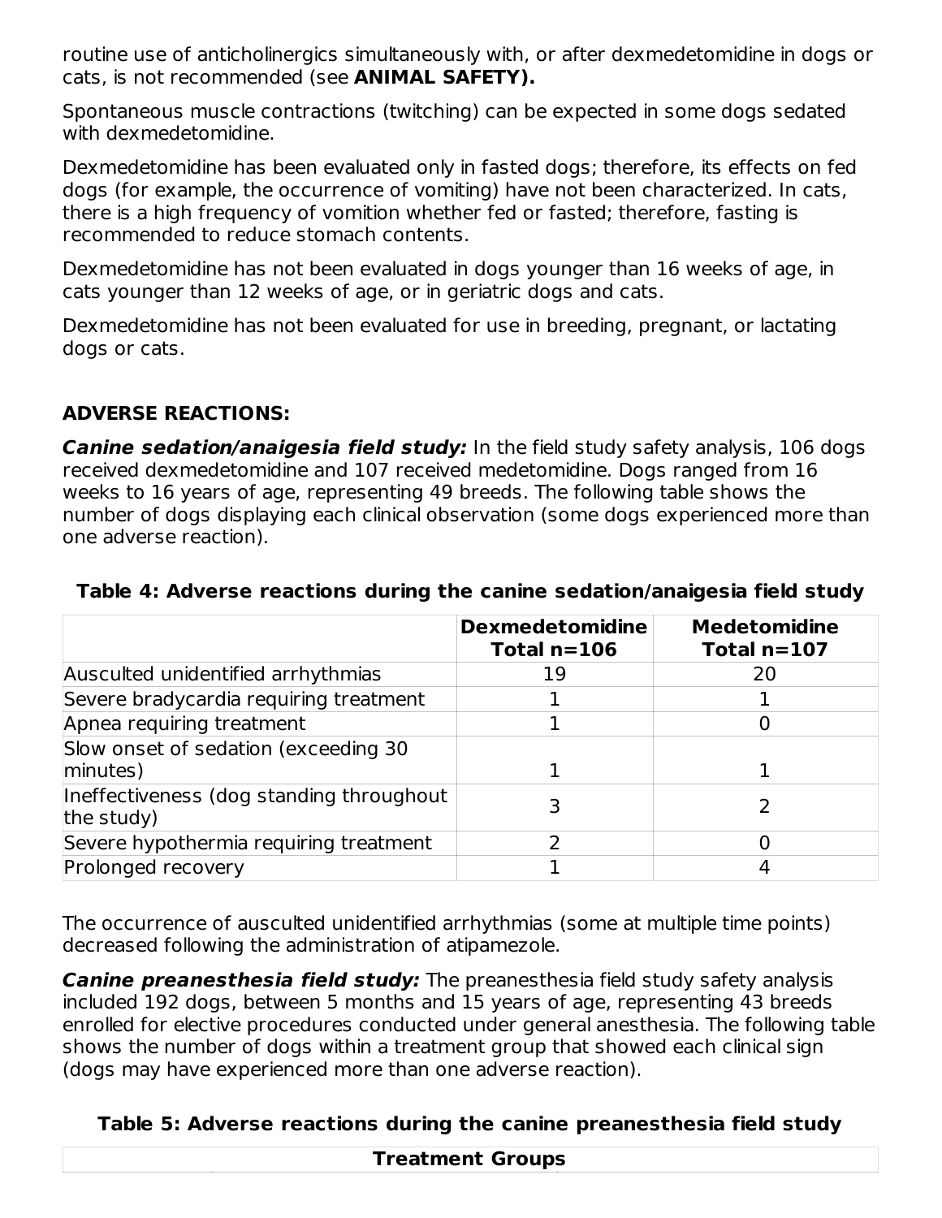routine use of anticholinergics simultaneously with, or after dexmedetomidine in dogs or cats, is not recommended (see **ANIMAL SAFETY).**

Spontaneous muscle contractions (twitching) can be expected in some dogs sedated with dexmedetomidine.

Dexmedetomidine has been evaluated only in fasted dogs; therefore, its effects on fed dogs (for example, the occurrence of vomiting) have not been characterized. In cats, there is a high frequency of vomition whether fed or fasted; therefore, fasting is recommended to reduce stomach contents.

Dexmedetomidine has not been evaluated in dogs younger than 16 weeks of age, in cats younger than 12 weeks of age, or in geriatric dogs and cats.

Dexmedetomidine has not been evaluated for use in breeding, pregnant, or lactating dogs or cats.

## ADVERSE REACTIONS:

***Canine sedation/anaigesia field study:*** In the field study safety analysis, 106 dogs received dexmedetomidine and 107 received medetomidine. Dogs ranged from 16 weeks to 16 years of age, representing 49 breeds. The following table shows the number of dogs displaying each clinical observation (some dogs experienced more than one adverse reaction).

**Table 4: Adverse reactions during the canine sedation/anaigesia field study**

| | Dexmedetomidine Total n=106 | Medetomidine Total n=107 |
|---|---|---|
| Ausculted unidentified arrhythmias | 19 | 20 |
| Severe bradycardia requiring treatment | 1 | 1 |
| Apnea requiring treatment | 1 | 0 |
| Slow onset of sedation (exceeding 30 minutes) | 1 | 1 |
| Ineffectiveness (dog standing throughout the study) | 3 | 2 |
| Severe hypothermia requiring treatment | 2 | 0 |
| Prolonged recovery | 1 | 4 |

The occurrence of ausculted unidentified arrhythmias (some at multiple time points) decreased following the administration of atipamezole.

***Canine preanesthesia field study:*** The preanesthesia field study safety analysis included 192 dogs, between 5 months and 15 years of age, representing 43 breeds enrolled for elective procedures conducted under general anesthesia. The following table shows the number of dogs within a treatment group that showed each clinical sign (dogs may have experienced more than one adverse reaction).

**Table 5: Adverse reactions during the canine preanesthesia field study**

| | Treatment Groups | |
|---|---|---|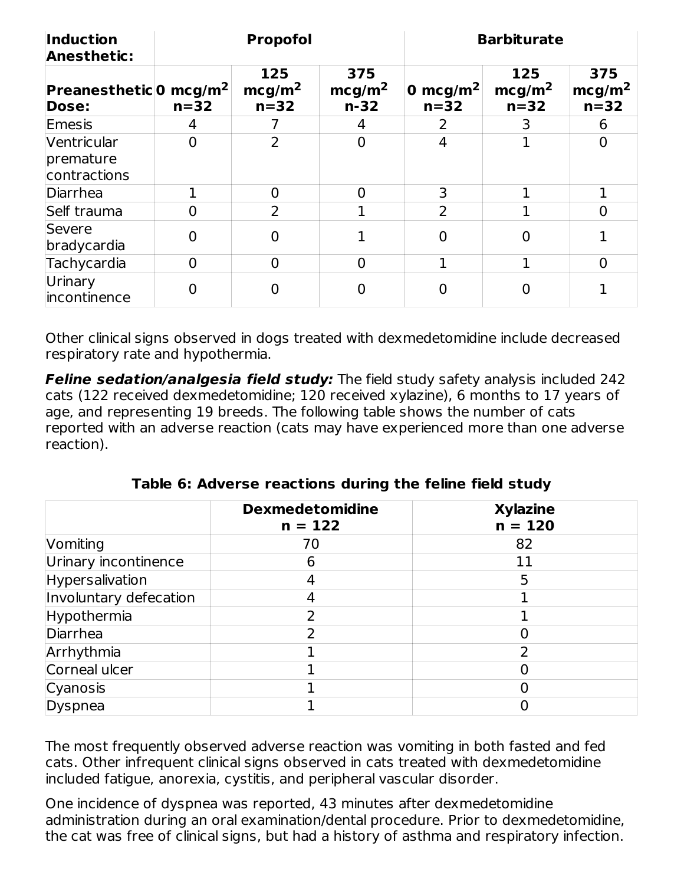| **Induction Anesthetic:** | **Propofol** | | | **Barbiturate** | | |
|---|---|---|---|---|---|---|
| **Preanesthetic Dose:** | **0 mcg/m$^2$ n=32** | **125 mcg/m$^2$ n=32** | **375 mcg/m$^2$ n-32** | **0 mcg/m$^2$ n=32** | **125 mcg/m$^2$ n=32** | **375 mcg/m$^2$ n=32** |
| Emesis | 4 | 7 | 4 | 2 | 3 | 6 |
| Ventricular premature contractions | 0 | 2 | 0 | 4 | 1 | 0 |
| Diarrhea | 1 | 0 | 0 | 3 | 1 | 1 |
| Self trauma | 0 | 2 | 1 | 2 | 1 | 0 |
| Severe bradycardia | 0 | 0 | 1 | 0 | 0 | 1 |
| Tachycardia | 0 | 0 | 0 | 1 | 1 | 0 |
| Urinary incontinence | 0 | 0 | 0 | 0 | 0 | 1 |

Other clinical signs observed in dogs treated with dexmedetomidine include decreased respiratory rate and hypothermia.

***Feline sedation/analgesia field study:*** The field study safety analysis included 242 cats (122 received dexmedetomidine; 120 received xylazine), 6 months to 17 years of age, and representing 19 breeds. The following table shows the number of cats reported with an adverse reaction (cats may have experienced more than one adverse reaction).

**Table 6: Adverse reactions during the feline field study**

| | **Dexmedetomidine n = 122** | **Xylazine n = 120** |
|---|---|---|
| Vomiting | 70 | 82 |
| Urinary incontinence | 6 | 11 |
| Hypersalivation | 4 | 5 |
| Involuntary defecation | 4 | 1 |
| Hypothermia | 2 | 1 |
| Diarrhea | 2 | 0 |
| Arrhythmia | 1 | 2 |
| Corneal ulcer | 1 | 0 |
| Cyanosis | 1 | 0 |
| Dyspnea | 1 | 0 |

The most frequently observed adverse reaction was vomiting in both fasted and fed cats. Other infrequent clinical signs observed in cats treated with dexmedetomidine included fatigue, anorexia, cystitis, and peripheral vascular disorder.

One incidence of dyspnea was reported, 43 minutes after dexmedetomidine administration during an oral examination/dental procedure. Prior to dexmedetomidine, the cat was free of clinical signs, but had a history of asthma and respiratory infection.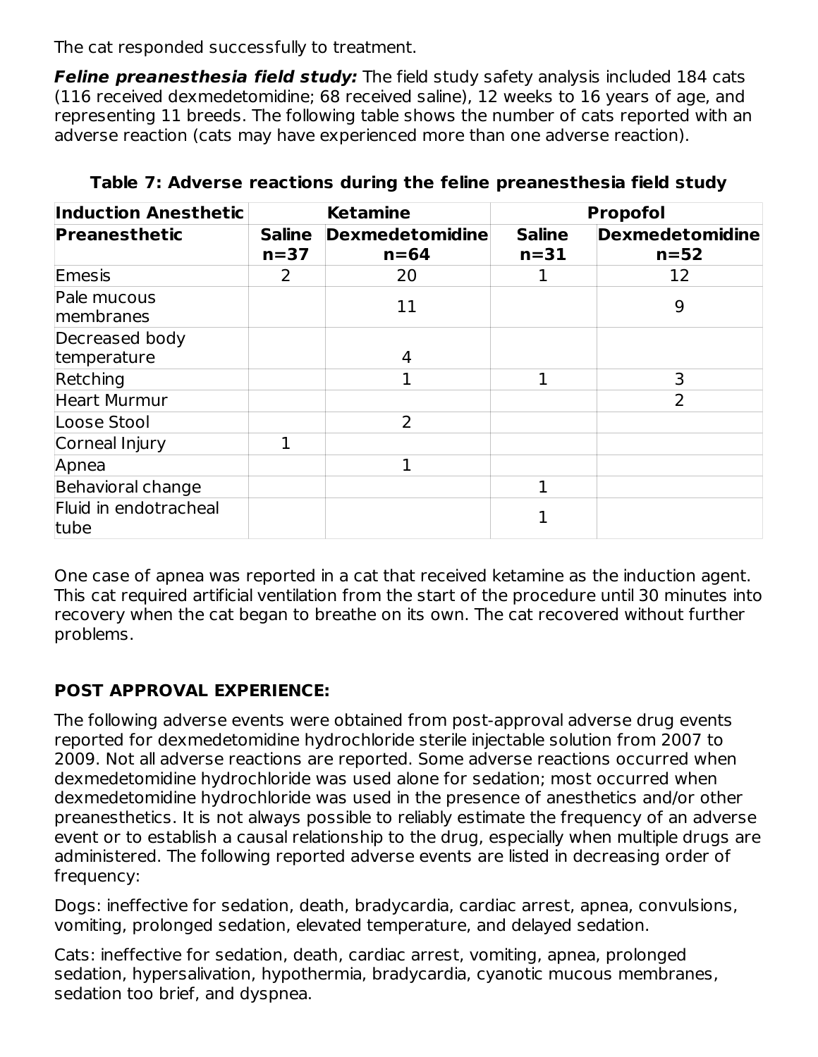The cat responded successfully to treatment.

***Feline preanesthesia field study:*** The field study safety analysis included 184 cats (116 received dexmedetomidine; 68 received saline), 12 weeks to 16 years of age, and representing 11 breeds. The following table shows the number of cats reported with an adverse reaction (cats may have experienced more than one adverse reaction).

**Table 7: Adverse reactions during the feline preanesthesia field study**

| Induction Anesthetic | Ketamine | | Propofol | |
|---|---|---|---|---|
| **Preanesthetic** | **Saline n=37** | **Dexmedetomidine n=64** | **Saline n=31** | **Dexmedetomidine n=52** |
| Emesis | 2 | 20 | 1 | 12 |
| Pale mucous membranes | | 11 | | 9 |
| Decreased body temperature | | 4 | | |
| Retching | | 1 | 1 | 3 |
| Heart Murmur | | | | 2 |
| Loose Stool | | 2 | | |
| Corneal Injury | 1 | | | |
| Apnea | | 1 | | |
| Behavioral change | | | 1 | |
| Fluid in endotracheal tube | | | 1 | |

One case of apnea was reported in a cat that received ketamine as the induction agent. This cat required artificial ventilation from the start of the procedure until 30 minutes into recovery when the cat began to breathe on its own. The cat recovered without further problems.

## POST APPROVAL EXPERIENCE:

The following adverse events were obtained from post-approval adverse drug events reported for dexmedetomidine hydrochloride sterile injectable solution from 2007 to 2009. Not all adverse reactions are reported. Some adverse reactions occurred when dexmedetomidine hydrochloride was used alone for sedation; most occurred when dexmedetomidine hydrochloride was used in the presence of anesthetics and/or other preanesthetics. It is not always possible to reliably estimate the frequency of an adverse event or to establish a causal relationship to the drug, especially when multiple drugs are administered. The following reported adverse events are listed in decreasing order of frequency:

Dogs: ineffective for sedation, death, bradycardia, cardiac arrest, apnea, convulsions, vomiting, prolonged sedation, elevated temperature, and delayed sedation.

Cats: ineffective for sedation, death, cardiac arrest, vomiting, apnea, prolonged sedation, hypersalivation, hypothermia, bradycardia, cyanotic mucous membranes, sedation too brief, and dyspnea.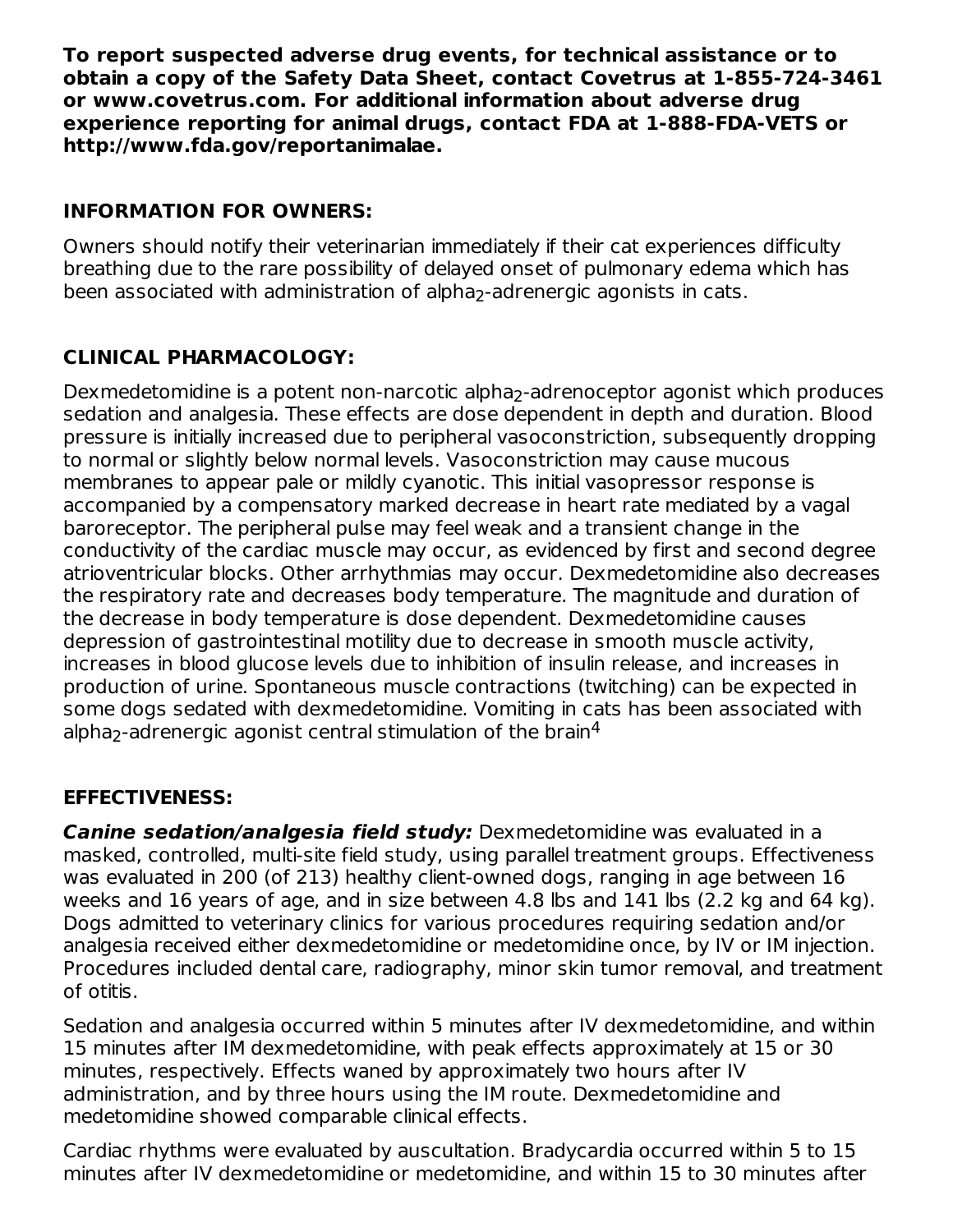**To report suspected adverse drug events, for technical assistance or to obtain a copy of the Safety Data Sheet, contact Covetrus at 1-855-724-3461 or www.covetrus.com. For additional information about adverse drug experience reporting for animal drugs, contact FDA at 1-888-FDA-VETS or http://www.fda.gov/reportanimalae.**

## INFORMATION FOR OWNERS:

Owners should notify their veterinarian immediately if their cat experiences difficulty breathing due to the rare possibility of delayed onset of pulmonary edema which has been associated with administration of alpha$_2$-adrenergic agonists in cats.

## CLINICAL PHARMACOLOGY:

Dexmedetomidine is a potent non-narcotic alpha$_2$-adrenoceptor agonist which produces sedation and analgesia. These effects are dose dependent in depth and duration. Blood pressure is initially increased due to peripheral vasoconstriction, subsequently dropping to normal or slightly below normal levels. Vasoconstriction may cause mucous membranes to appear pale or mildly cyanotic. This initial vasopressor response is accompanied by a compensatory marked decrease in heart rate mediated by a vagal baroreceptor. The peripheral pulse may feel weak and a transient change in the conductivity of the cardiac muscle may occur, as evidenced by first and second degree atrioventricular blocks. Other arrhythmias may occur. Dexmedetomidine also decreases the respiratory rate and decreases body temperature. The magnitude and duration of the decrease in body temperature is dose dependent. Dexmedetomidine causes depression of gastrointestinal motility due to decrease in smooth muscle activity, increases in blood glucose levels due to inhibition of insulin release, and increases in production of urine. Spontaneous muscle contractions (twitching) can be expected in some dogs sedated with dexmedetomidine. Vomiting in cats has been associated with alpha$_2$-adrenergic agonist central stimulation of the brain[4]

## EFFECTIVENESS:

***Canine sedation/analgesia field study:*** Dexmedetomidine was evaluated in a masked, controlled, multi-site field study, using parallel treatment groups. Effectiveness was evaluated in 200 (of 213) healthy client-owned dogs, ranging in age between 16 weeks and 16 years of age, and in size between 4.8 lbs and 141 lbs (2.2 kg and 64 kg). Dogs admitted to veterinary clinics for various procedures requiring sedation and/or analgesia received either dexmedetomidine or medetomidine once, by IV or IM injection. Procedures included dental care, radiography, minor skin tumor removal, and treatment of otitis.

Sedation and analgesia occurred within 5 minutes after IV dexmedetomidine, and within 15 minutes after IM dexmedetomidine, with peak effects approximately at 15 or 30 minutes, respectively. Effects waned by approximately two hours after IV administration, and by three hours using the IM route. Dexmedetomidine and medetomidine showed comparable clinical effects.

Cardiac rhythms were evaluated by auscultation. Bradycardia occurred within 5 to 15 minutes after IV dexmedetomidine or medetomidine, and within 15 to 30 minutes after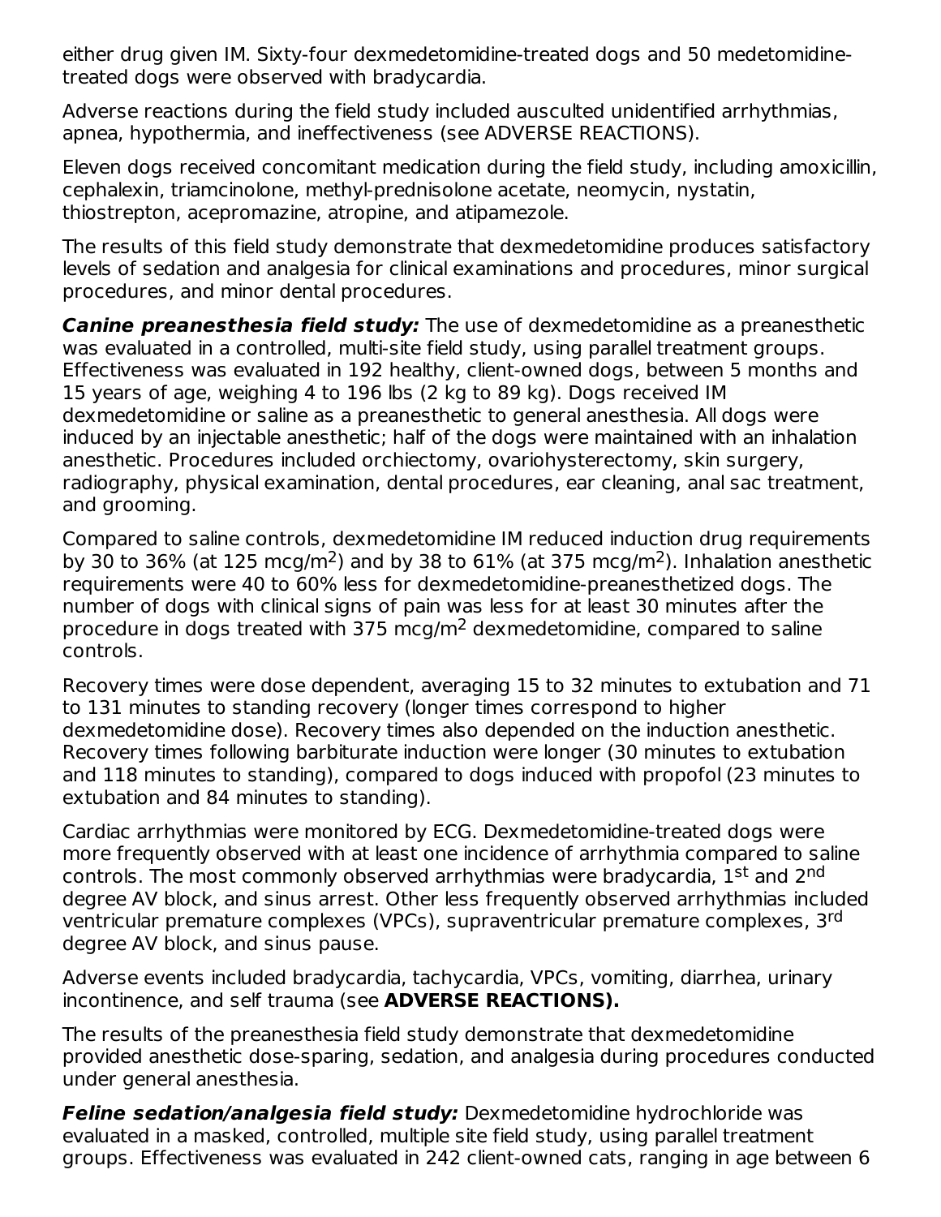either drug given IM. Sixty-four dexmedetomidine-treated dogs and 50 medetomidine-treated dogs were observed with bradycardia.

Adverse reactions during the field study included ausculted unidentified arrhythmias, apnea, hypothermia, and ineffectiveness (see ADVERSE REACTIONS).

Eleven dogs received concomitant medication during the field study, including amoxicillin, cephalexin, triamcinolone, methyl-prednisolone acetate, neomycin, nystatin, thiostrepton, acepromazine, atropine, and atipamezole.

The results of this field study demonstrate that dexmedetomidine produces satisfactory levels of sedation and analgesia for clinical examinations and procedures, minor surgical procedures, and minor dental procedures.

***Canine preanesthesia field study:*** The use of dexmedetomidine as a preanesthetic was evaluated in a controlled, multi-site field study, using parallel treatment groups. Effectiveness was evaluated in 192 healthy, client-owned dogs, between 5 months and 15 years of age, weighing 4 to 196 lbs (2 kg to 89 kg). Dogs received IM dexmedetomidine or saline as a preanesthetic to general anesthesia. All dogs were induced by an injectable anesthetic; half of the dogs were maintained with an inhalation anesthetic. Procedures included orchiectomy, ovariohysterectomy, skin surgery, radiography, physical examination, dental procedures, ear cleaning, anal sac treatment, and grooming.

Compared to saline controls, dexmedetomidine IM reduced induction drug requirements by 30 to 36% (at 125 mcg/$m^2$) and by 38 to 61% (at 375 mcg/$m^2$). Inhalation anesthetic requirements were 40 to 60% less for dexmedetomidine-preanesthetized dogs. The number of dogs with clinical signs of pain was less for at least 30 minutes after the procedure in dogs treated with 375 mcg/$m^2$ dexmedetomidine, compared to saline controls.

Recovery times were dose dependent, averaging 15 to 32 minutes to extubation and 71 to 131 minutes to standing recovery (longer times correspond to higher dexmedetomidine dose). Recovery times also depended on the induction anesthetic. Recovery times following barbiturate induction were longer (30 minutes to extubation and 118 minutes to standing), compared to dogs induced with propofol (23 minutes to extubation and 84 minutes to standing).

Cardiac arrhythmias were monitored by ECG. Dexmedetomidine-treated dogs were more frequently observed with at least one incidence of arrhythmia compared to saline controls. The most commonly observed arrhythmias were bradycardia, $1^{st}$ and $2^{nd}$ degree AV block, and sinus arrest. Other less frequently observed arrhythmias included ventricular premature complexes (VPCs), supraventricular premature complexes, $3^{rd}$ degree AV block, and sinus pause.

Adverse events included bradycardia, tachycardia, VPCs, vomiting, diarrhea, urinary incontinence, and self trauma (see **ADVERSE REACTIONS).**

The results of the preanesthesia field study demonstrate that dexmedetomidine provided anesthetic dose-sparing, sedation, and analgesia during procedures conducted under general anesthesia.

***Feline sedation/analgesia field study:*** Dexmedetomidine hydrochloride was evaluated in a masked, controlled, multiple site field study, using parallel treatment groups. Effectiveness was evaluated in 242 client-owned cats, ranging in age between 6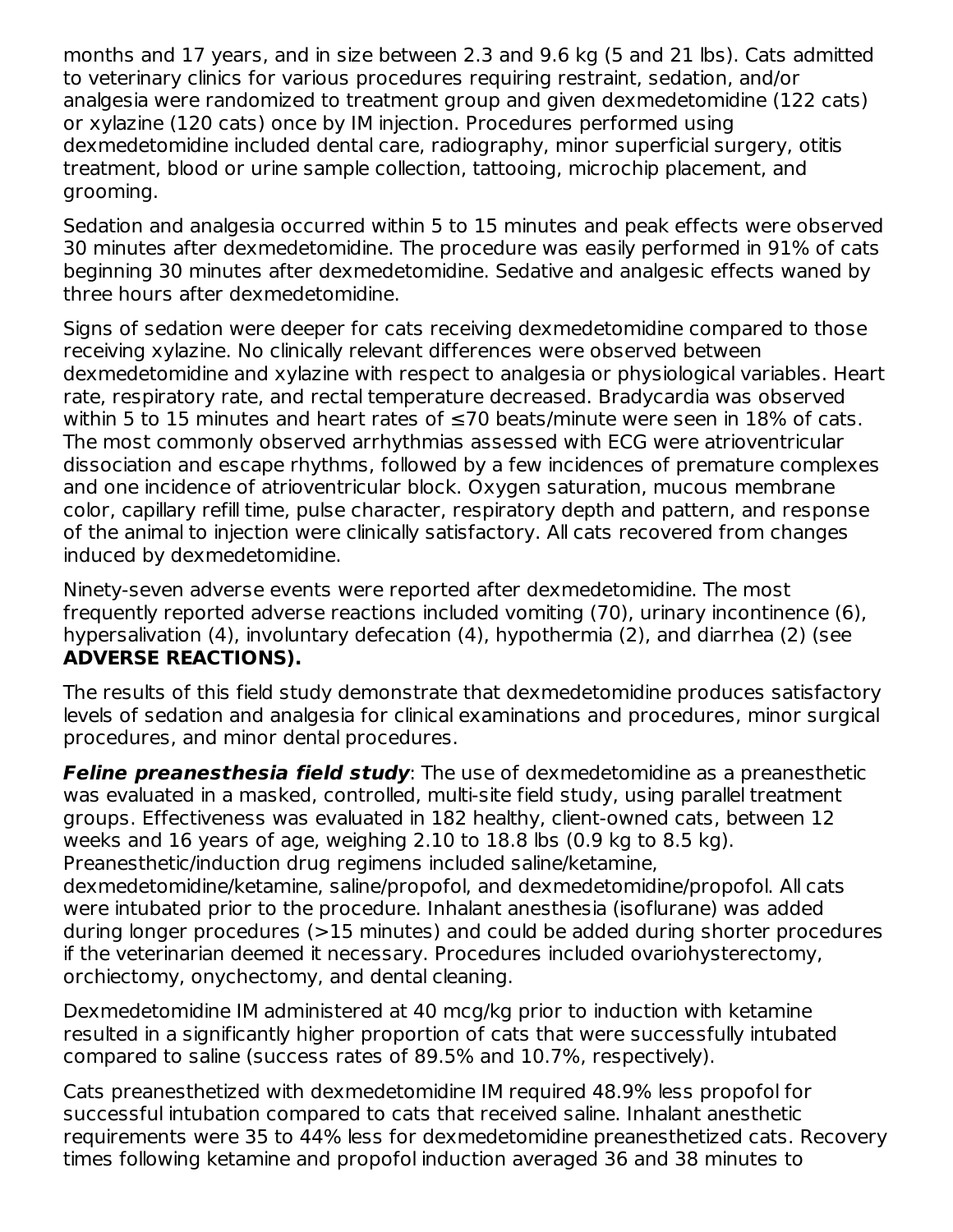months and 17 years, and in size between 2.3 and 9.6 kg (5 and 21 lbs). Cats admitted to veterinary clinics for various procedures requiring restraint, sedation, and/or analgesia were randomized to treatment group and given dexmedetomidine (122 cats) or xylazine (120 cats) once by IM injection. Procedures performed using dexmedetomidine included dental care, radiography, minor superficial surgery, otitis treatment, blood or urine sample collection, tattooing, microchip placement, and grooming.

Sedation and analgesia occurred within 5 to 15 minutes and peak effects were observed 30 minutes after dexmedetomidine. The procedure was easily performed in 91% of cats beginning 30 minutes after dexmedetomidine. Sedative and analgesic effects waned by three hours after dexmedetomidine.

Signs of sedation were deeper for cats receiving dexmedetomidine compared to those receiving xylazine. No clinically relevant differences were observed between dexmedetomidine and xylazine with respect to analgesia or physiological variables. Heart rate, respiratory rate, and rectal temperature decreased. Bradycardia was observed within 5 to 15 minutes and heart rates of ≤70 beats/minute were seen in 18% of cats. The most commonly observed arrhythmias assessed with ECG were atrioventricular dissociation and escape rhythms, followed by a few incidences of premature complexes and one incidence of atrioventricular block. Oxygen saturation, mucous membrane color, capillary refill time, pulse character, respiratory depth and pattern, and response of the animal to injection were clinically satisfactory. All cats recovered from changes induced by dexmedetomidine.

Ninety-seven adverse events were reported after dexmedetomidine. The most frequently reported adverse reactions included vomiting (70), urinary incontinence (6), hypersalivation (4), involuntary defecation (4), hypothermia (2), and diarrhea (2) (see **ADVERSE REACTIONS).**

The results of this field study demonstrate that dexmedetomidine produces satisfactory levels of sedation and analgesia for clinical examinations and procedures, minor surgical procedures, and minor dental procedures.

***Feline preanesthesia field study***: The use of dexmedetomidine as a preanesthetic was evaluated in a masked, controlled, multi-site field study, using parallel treatment groups. Effectiveness was evaluated in 182 healthy, client-owned cats, between 12 weeks and 16 years of age, weighing 2.10 to 18.8 lbs (0.9 kg to 8.5 kg). Preanesthetic/induction drug regimens included saline/ketamine, dexmedetomidine/ketamine, saline/propofol, and dexmedetomidine/propofol. All cats were intubated prior to the procedure. Inhalant anesthesia (isoflurane) was added during longer procedures (>15 minutes) and could be added during shorter procedures if the veterinarian deemed it necessary. Procedures included ovariohysterectomy, orchiectomy, onychectomy, and dental cleaning.

Dexmedetomidine IM administered at 40 mcg/kg prior to induction with ketamine resulted in a significantly higher proportion of cats that were successfully intubated compared to saline (success rates of 89.5% and 10.7%, respectively).

Cats preanesthetized with dexmedetomidine IM required 48.9% less propofol for successful intubation compared to cats that received saline. Inhalant anesthetic requirements were 35 to 44% less for dexmedetomidine preanesthetized cats. Recovery times following ketamine and propofol induction averaged 36 and 38 minutes to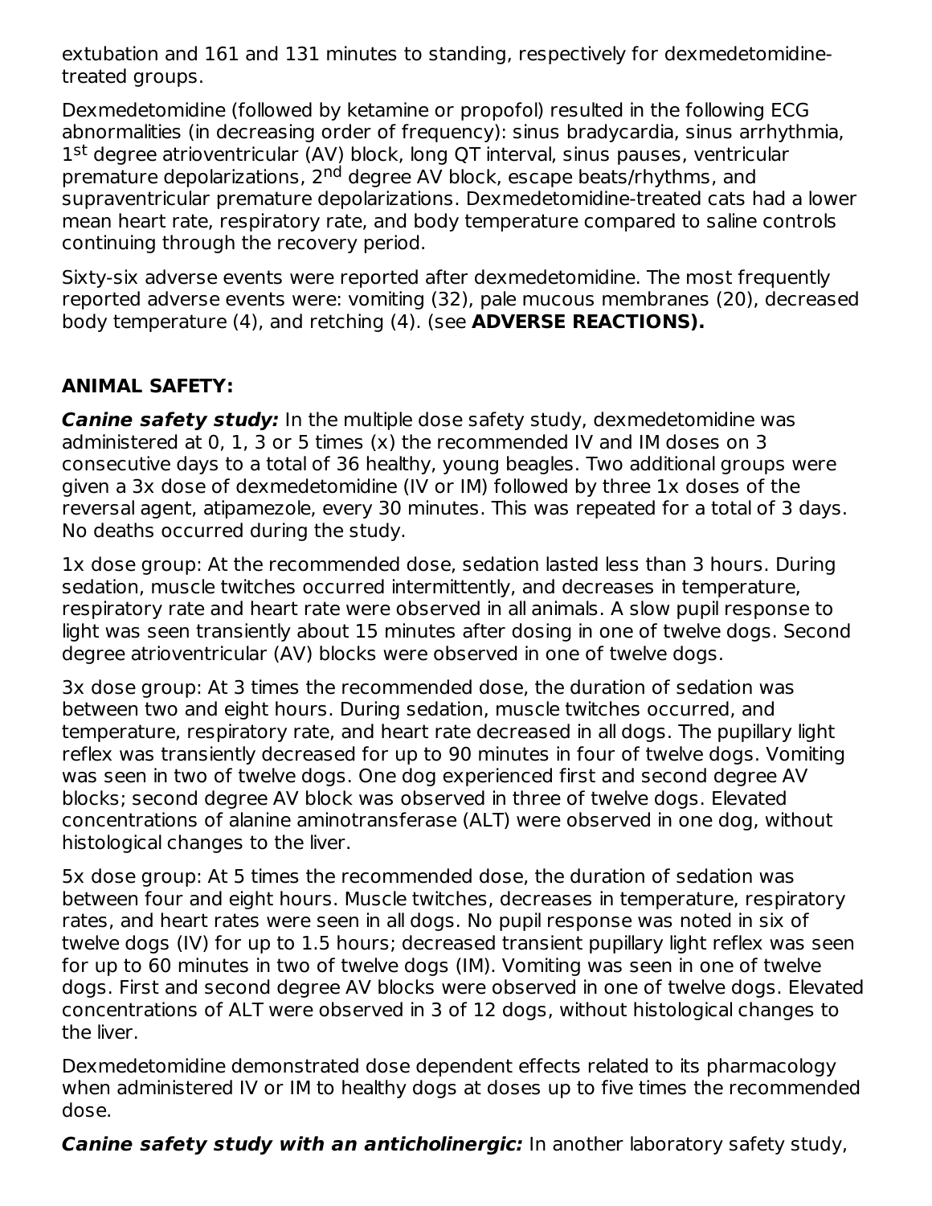extubation and 161 and 131 minutes to standing, respectively for dexmedetomidine-treated groups.

Dexmedetomidine (followed by ketamine or propofol) resulted in the following ECG abnormalities (in decreasing order of frequency): sinus bradycardia, sinus arrhythmia, 1st degree atrioventricular (AV) block, long QT interval, sinus pauses, ventricular premature depolarizations, 2nd degree AV block, escape beats/rhythms, and supraventricular premature depolarizations. Dexmedetomidine-treated cats had a lower mean heart rate, respiratory rate, and body temperature compared to saline controls continuing through the recovery period.

Sixty-six adverse events were reported after dexmedetomidine. The most frequently reported adverse events were: vomiting (32), pale mucous membranes (20), decreased body temperature (4), and retching (4). (see **ADVERSE REACTIONS).**

## ANIMAL SAFETY:

***Canine safety study:*** In the multiple dose safety study, dexmedetomidine was administered at 0, 1, 3 or 5 times (x) the recommended IV and IM doses on 3 consecutive days to a total of 36 healthy, young beagles. Two additional groups were given a 3x dose of dexmedetomidine (IV or IM) followed by three 1x doses of the reversal agent, atipamezole, every 30 minutes. This was repeated for a total of 3 days. No deaths occurred during the study.

1x dose group: At the recommended dose, sedation lasted less than 3 hours. During sedation, muscle twitches occurred intermittently, and decreases in temperature, respiratory rate and heart rate were observed in all animals. A slow pupil response to light was seen transiently about 15 minutes after dosing in one of twelve dogs. Second degree atrioventricular (AV) blocks were observed in one of twelve dogs.

3x dose group: At 3 times the recommended dose, the duration of sedation was between two and eight hours. During sedation, muscle twitches occurred, and temperature, respiratory rate, and heart rate decreased in all dogs. The pupillary light reflex was transiently decreased for up to 90 minutes in four of twelve dogs. Vomiting was seen in two of twelve dogs. One dog experienced first and second degree AV blocks; second degree AV block was observed in three of twelve dogs. Elevated concentrations of alanine aminotransferase (ALT) were observed in one dog, without histological changes to the liver.

5x dose group: At 5 times the recommended dose, the duration of sedation was between four and eight hours. Muscle twitches, decreases in temperature, respiratory rates, and heart rates were seen in all dogs. No pupil response was noted in six of twelve dogs (IV) for up to 1.5 hours; decreased transient pupillary light reflex was seen for up to 60 minutes in two of twelve dogs (IM). Vomiting was seen in one of twelve dogs. First and second degree AV blocks were observed in one of twelve dogs. Elevated concentrations of ALT were observed in 3 of 12 dogs, without histological changes to the liver.

Dexmedetomidine demonstrated dose dependent effects related to its pharmacology when administered IV or IM to healthy dogs at doses up to five times the recommended dose.

***Canine safety study with an anticholinergic:*** In another laboratory safety study,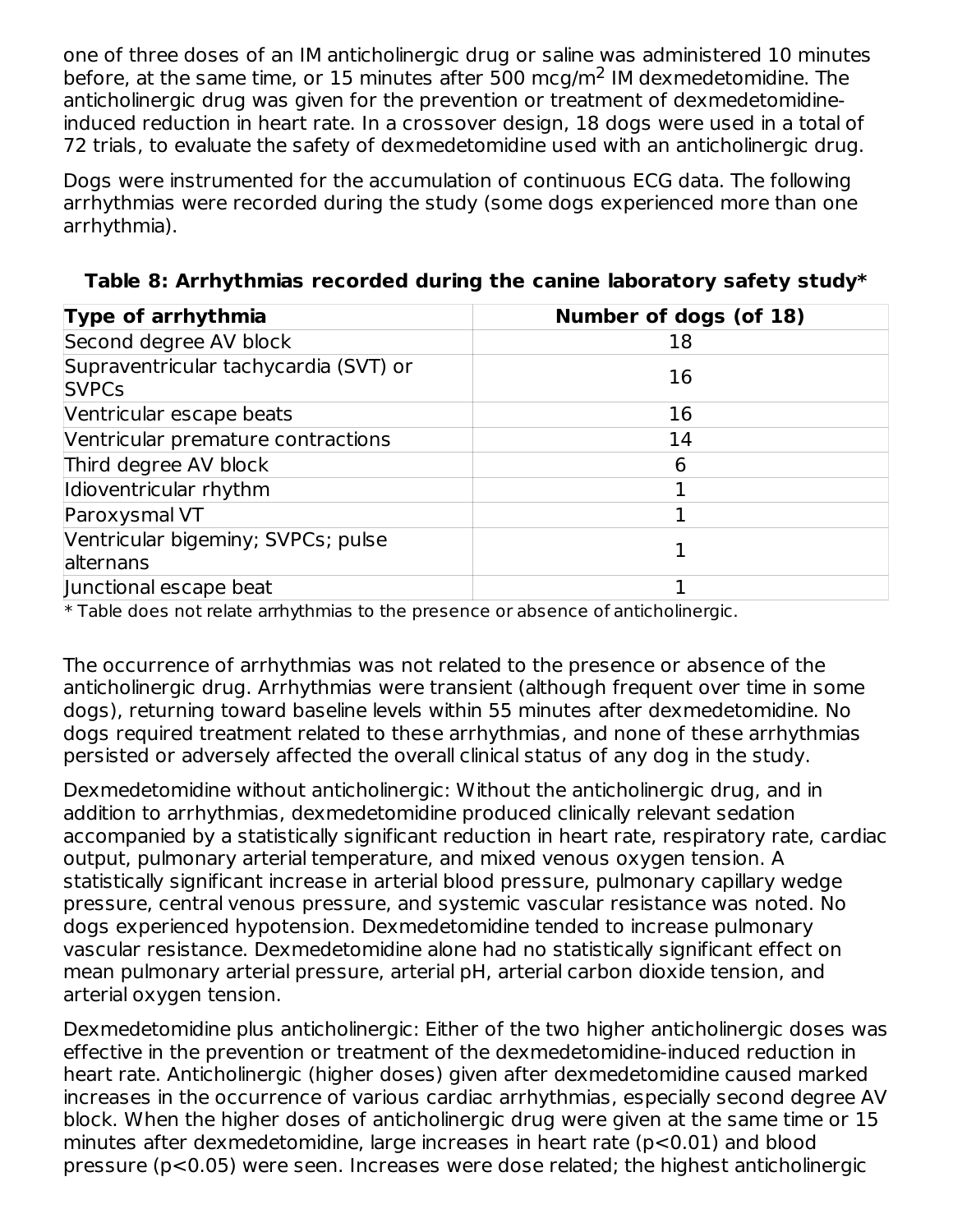one of three doses of an IM anticholinergic drug or saline was administered 10 minutes before, at the same time, or 15 minutes after 500 mcg/$m^2$ IM dexmedetomidine. The anticholinergic drug was given for the prevention or treatment of dexmedetomidine-induced reduction in heart rate. In a crossover design, 18 dogs were used in a total of 72 trials, to evaluate the safety of dexmedetomidine used with an anticholinergic drug.

Dogs were instrumented for the accumulation of continuous ECG data. The following arrhythmias were recorded during the study (some dogs experienced more than one arrhythmia).

**Table 8: Arrhythmias recorded during the canine laboratory safety study***

| Type of arrhythmia | Number of dogs (of 18) |
|---|---|
| Second degree AV block | 18 |
| Supraventricular tachycardia (SVT) or SVPCs | 16 |
| Ventricular escape beats | 16 |
| Ventricular premature contractions | 14 |
| Third degree AV block | 6 |
| Idioventricular rhythm | 1 |
| Paroxysmal VT | 1 |
| Ventricular bigeminy; SVPCs; pulse alternans | 1 |
| Junctional escape beat | 1 |

* Table does not relate arrhythmias to the presence or absence of anticholinergic.

The occurrence of arrhythmias was not related to the presence or absence of the anticholinergic drug. Arrhythmias were transient (although frequent over time in some dogs), returning toward baseline levels within 55 minutes after dexmedetomidine. No dogs required treatment related to these arrhythmias, and none of these arrhythmias persisted or adversely affected the overall clinical status of any dog in the study.

Dexmedetomidine without anticholinergic: Without the anticholinergic drug, and in addition to arrhythmias, dexmedetomidine produced clinically relevant sedation accompanied by a statistically significant reduction in heart rate, respiratory rate, cardiac output, pulmonary arterial temperature, and mixed venous oxygen tension. A statistically significant increase in arterial blood pressure, pulmonary capillary wedge pressure, central venous pressure, and systemic vascular resistance was noted. No dogs experienced hypotension. Dexmedetomidine tended to increase pulmonary vascular resistance. Dexmedetomidine alone had no statistically significant effect on mean pulmonary arterial pressure, arterial pH, arterial carbon dioxide tension, and arterial oxygen tension.

Dexmedetomidine plus anticholinergic: Either of the two higher anticholinergic doses was effective in the prevention or treatment of the dexmedetomidine-induced reduction in heart rate. Anticholinergic (higher doses) given after dexmedetomidine caused marked increases in the occurrence of various cardiac arrhythmias, especially second degree AV block. When the higher doses of anticholinergic drug were given at the same time or 15 minutes after dexmedetomidine, large increases in heart rate ($p<0.01$) and blood pressure ($p<0.05$) were seen. Increases were dose related; the highest anticholinergic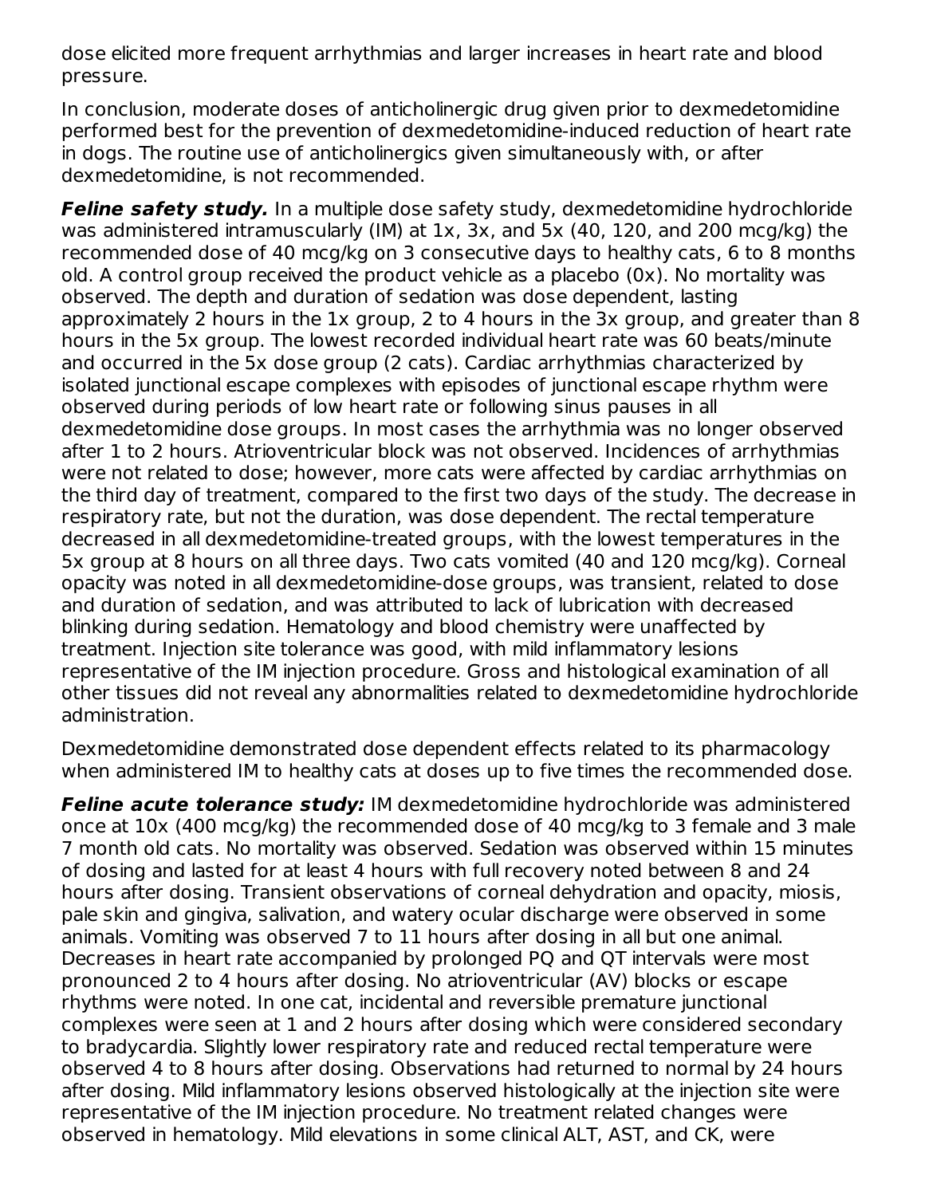dose elicited more frequent arrhythmias and larger increases in heart rate and blood pressure.

In conclusion, moderate doses of anticholinergic drug given prior to dexmedetomidine performed best for the prevention of dexmedetomidine-induced reduction of heart rate in dogs. The routine use of anticholinergics given simultaneously with, or after dexmedetomidine, is not recommended.

***Feline safety study.*** In a multiple dose safety study, dexmedetomidine hydrochloride was administered intramuscularly (IM) at 1x, 3x, and 5x (40, 120, and 200 mcg/kg) the recommended dose of 40 mcg/kg on 3 consecutive days to healthy cats, 6 to 8 months old. A control group received the product vehicle as a placebo (0x). No mortality was observed. The depth and duration of sedation was dose dependent, lasting approximately 2 hours in the 1x group, 2 to 4 hours in the 3x group, and greater than 8 hours in the 5x group. The lowest recorded individual heart rate was 60 beats/minute and occurred in the 5x dose group (2 cats). Cardiac arrhythmias characterized by isolated junctional escape complexes with episodes of junctional escape rhythm were observed during periods of low heart rate or following sinus pauses in all dexmedetomidine dose groups. In most cases the arrhythmia was no longer observed after 1 to 2 hours. Atrioventricular block was not observed. Incidences of arrhythmias were not related to dose; however, more cats were affected by cardiac arrhythmias on the third day of treatment, compared to the first two days of the study. The decrease in respiratory rate, but not the duration, was dose dependent. The rectal temperature decreased in all dexmedetomidine-treated groups, with the lowest temperatures in the 5x group at 8 hours on all three days. Two cats vomited (40 and 120 mcg/kg). Corneal opacity was noted in all dexmedetomidine-dose groups, was transient, related to dose and duration of sedation, and was attributed to lack of lubrication with decreased blinking during sedation. Hematology and blood chemistry were unaffected by treatment. Injection site tolerance was good, with mild inflammatory lesions representative of the IM injection procedure. Gross and histological examination of all other tissues did not reveal any abnormalities related to dexmedetomidine hydrochloride administration.

Dexmedetomidine demonstrated dose dependent effects related to its pharmacology when administered IM to healthy cats at doses up to five times the recommended dose.

***Feline acute tolerance study:*** IM dexmedetomidine hydrochloride was administered once at 10x (400 mcg/kg) the recommended dose of 40 mcg/kg to 3 female and 3 male 7 month old cats. No mortality was observed. Sedation was observed within 15 minutes of dosing and lasted for at least 4 hours with full recovery noted between 8 and 24 hours after dosing. Transient observations of corneal dehydration and opacity, miosis, pale skin and gingiva, salivation, and watery ocular discharge were observed in some animals. Vomiting was observed 7 to 11 hours after dosing in all but one animal. Decreases in heart rate accompanied by prolonged PQ and QT intervals were most pronounced 2 to 4 hours after dosing. No atrioventricular (AV) blocks or escape rhythms were noted. In one cat, incidental and reversible premature junctional complexes were seen at 1 and 2 hours after dosing which were considered secondary to bradycardia. Slightly lower respiratory rate and reduced rectal temperature were observed 4 to 8 hours after dosing. Observations had returned to normal by 24 hours after dosing. Mild inflammatory lesions observed histologically at the injection site were representative of the IM injection procedure. No treatment related changes were observed in hematology. Mild elevations in some clinical ALT, AST, and CK, were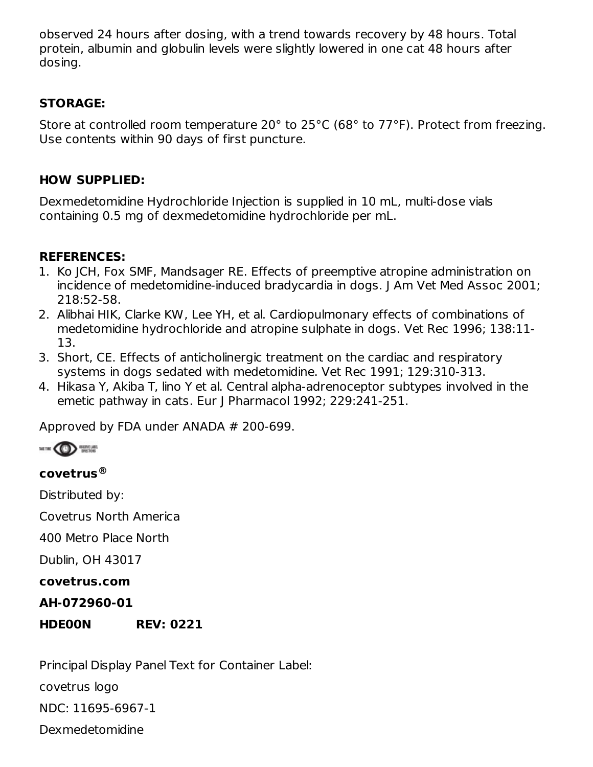observed 24 hours after dosing, with a trend towards recovery by 48 hours. Total protein, albumin and globulin levels were slightly lowered in one cat 48 hours after dosing.

**STORAGE:**

Store at controlled room temperature 20° to 25°C (68° to 77°F). Protect from freezing. Use contents within 90 days of first puncture.

**HOW SUPPLIED:**

Dexmedetomidine Hydrochloride Injection is supplied in 10 mL, multi-dose vials containing 0.5 mg of dexmedetomidine hydrochloride per mL.

**REFERENCES:**

1. Ko JCH, Fox SMF, Mandsager RE. Effects of preemptive atropine administration on incidence of medetomidine-induced bradycardia in dogs. J Am Vet Med Assoc 2001; 218:52-58.
2. Alibhai HIK, Clarke KW, Lee YH, et al. Cardiopulmonary effects of combinations of medetomidine hydrochloride and atropine sulphate in dogs. Vet Rec 1996; 138:11-13.
3. Short, CE. Effects of anticholinergic treatment on the cardiac and respiratory systems in dogs sedated with medetomidine. Vet Rec 1991; 129:310-313.
4. Hikasa Y, Akiba T, Iino Y et al. Central alpha-adrenoceptor subtypes involved in the emetic pathway in cats. Eur J Pharmacol 1992; 229:241-251.

Approved by FDA under ANADA # 200-699.

**covetrus®**

Distributed by:

Covetrus North America

400 Metro Place North

Dublin, OH 43017

**covetrus.com**

**AH-072960-01**

**HDE00N REV: 0221**

Principal Display Panel Text for Container Label:

covetrus logo

NDC: 11695-6967-1

Dexmedetomidine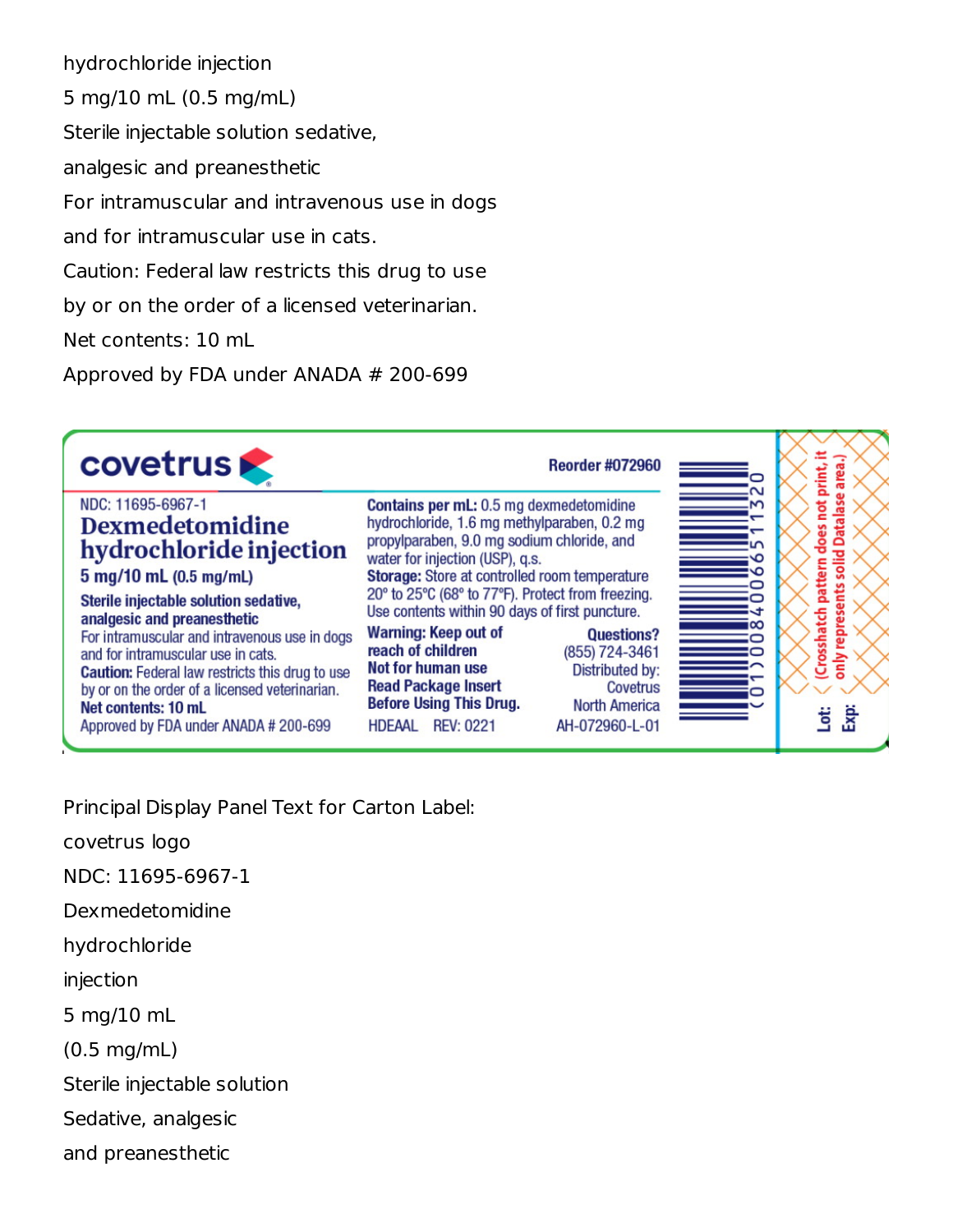hydrochloride injection

5 mg/10 mL (0.5 mg/mL)

Sterile injectable solution sedative, analgesic and preanesthetic

For intramuscular and intravenous use in dogs and for intramuscular use in cats.

Caution: Federal law restricts this drug to use by or on the order of a licensed veterinarian.

Net contents: 10 mL

Approved by FDA under ANADA # 200-699

covetrus

Reorder #072960

NDC: 11695-6967-1

**Dexmedetomidine hydrochloride injection**

**5 mg/10 mL (0.5 mg/mL)**

**Sterile injectable solution sedative, analgesic and preanesthetic**

For intramuscular and intravenous use in dogs and for intramuscular use in cats.

**Caution:** Federal law restricts this drug to use by or on the order of a licensed veterinarian.

**Net contents: 10 mL**

Approved by FDA under ANADA # 200-699

**Contains per mL:** 0.5 mg dexmedetomidine hydrochloride, 1.6 mg methylparaben, 0.2 mg propylparaben, 9.0 mg sodium chloride, and water for injection (USP), q.s.

**Storage:** Store at controlled room temperature 20° to 25°C (68° to 77°F). Protect from freezing. Use contents within 90 days of first puncture.

**Warning: Keep out of reach of children**

**Not for human use**

**Read Package Insert Before Using This Drug.**

**Questions?** (855) 724-3461

Distributed by: Covetrus North America

HDEAAL REV: 0221 AH-072960-L-01

(01)00840066511320

(Crosshatch pattern does not print, it only represents solid Datalase area.)

Lot:

Exp:

Principal Display Panel Text for Carton Label:

covetrus logo

NDC: 11695-6967-1

Dexmedetomidine

hydrochloride

injection

5 mg/10 mL

(0.5 mg/mL)

Sterile injectable solution

Sedative, analgesic

and preanesthetic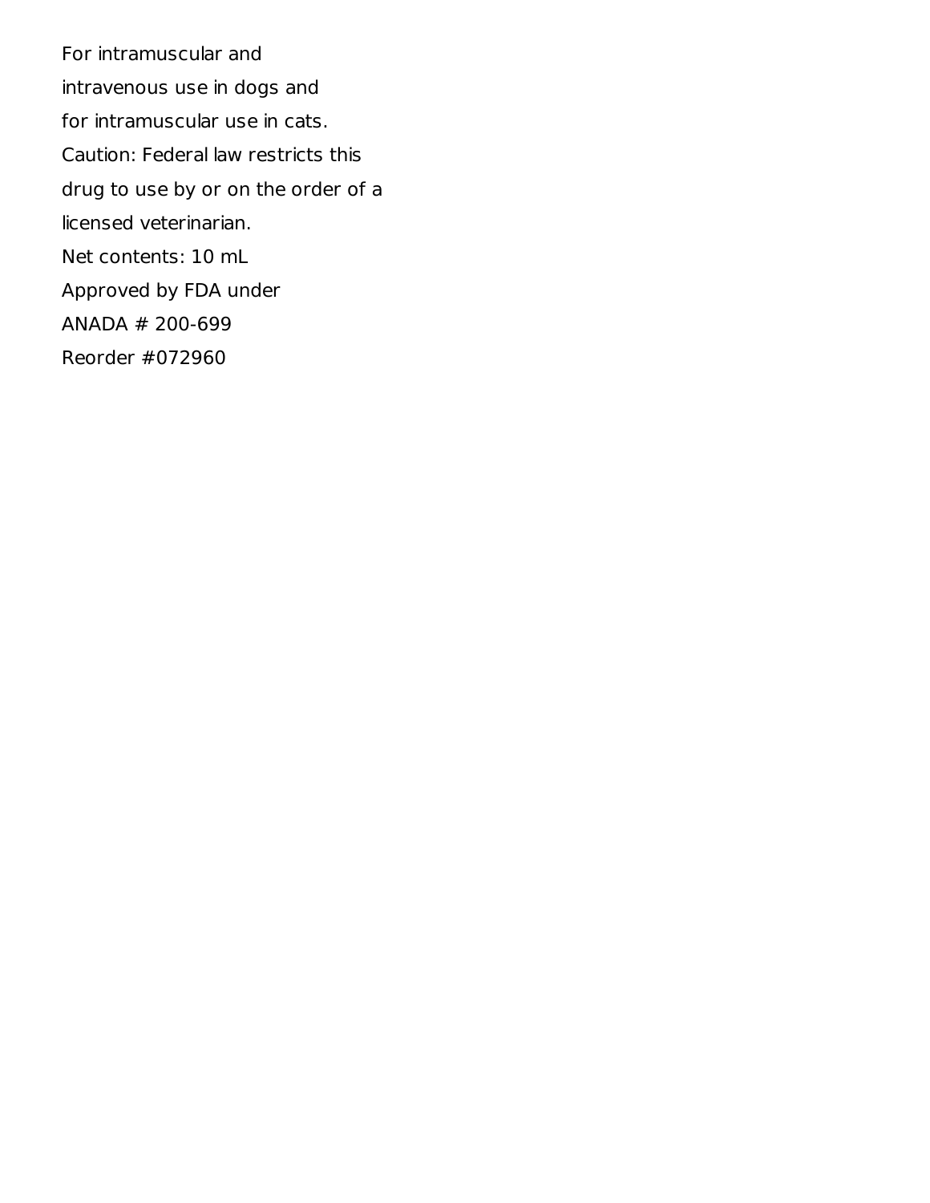For intramuscular and

intravenous use in dogs and

for intramuscular use in cats.

Caution: Federal law restricts this

drug to use by or on the order of a

licensed veterinarian.

Net contents: 10 mL

Approved by FDA under

ANADA # 200-699

Reorder #072960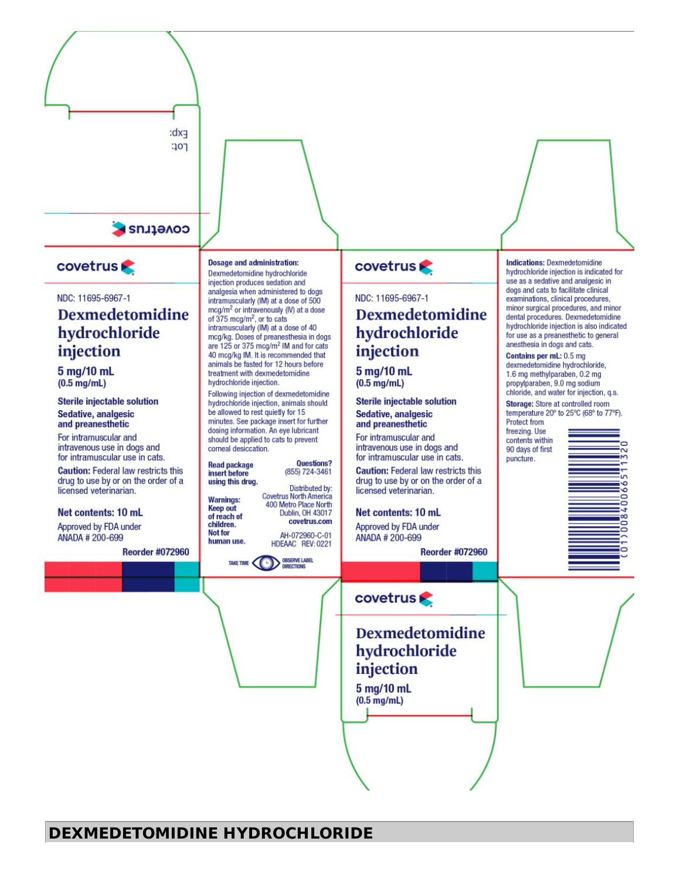Lot:
Exp:

covetrus

covetrus

NDC: 11695-6967-1

## Dexmedetomidine hydrochloride injection

5 mg/10 mL
(0.5 mg/mL)

**Sterile injectable solution**

**Sedative, analgesic and preanesthetic**

For intramuscular and intravenous use in dogs and for intramuscular use in cats.

**Caution:** Federal law restricts this drug to use by or on the order of a licensed veterinarian.

**Net contents: 10 mL**

Approved by FDA under ANADA # 200-699

**Reorder #072960**

**Dosage and administration:** Dexmedetomidine hydrochloride injection produces sedation and analgesia when administered to dogs intramuscularly (IM) at a dose of 500 mcg/m$^2$ or intravenously (IV) at a dose of 375 mcg/m$^2$, or to cats intramuscularly (IM) at a dose of 40 mcg/kg. Doses of preanesthesia in dogs are 125 or 375 mcg/m$^2$ IM and for cats 40 mcg/kg IM. It is recommended that animals be fasted for 12 hours before treatment with dexmedetomidine hydrochloride injection.

Following injection of dexmedetomidine hydrochloride injection, animals should be allowed to rest quietly for 15 minutes. See package insert for further dosing information. An eye lubricant should be applied to cats to prevent corneal desiccation.

**Read package insert before using this drug.**

**Questions?** (855) 724-3461

**Warnings: Keep out of reach of children. Not for human use.**

Distributed by:
Covetrus North America
400 Metro Place North
Dublin, OH 43017
**covetrus.com**

AH-072960-C-01
HDEAAC REV: 0221

TAKE TIME OBSERVE LABEL DIRECTIONS

covetrus

NDC: 11695-6967-1

## Dexmedetomidine hydrochloride injection

5 mg/10 mL
(0.5 mg/mL)

**Sterile injectable solution**

**Sedative, analgesic and preanesthetic**

For intramuscular and intravenous use in dogs and for intramuscular use in cats.

**Caution:** Federal law restricts this drug to use by or on the order of a licensed veterinarian.

**Net contents: 10 mL**

Approved by FDA under ANADA # 200-699

**Reorder #072960**

**Indications:** Dexmedetomidine hydrochloride injection is indicated for use as a sedative and analgesic in dogs and cats to facilitate clinical examinations, clinical procedures, minor surgical procedures, and minor dental procedures. Dexmedetomidine hydrochloride injection is also indicated for use as a preanesthetic to general anesthesia in dogs and cats.

**Contains per mL:** 0.5 mg dexmedetomidine hydrochloride, 1.6 mg methylparaben, 0.2 mg propylparaben, 9.0 mg sodium chloride, and water for injection, q.s.

**Storage:** Store at controlled room temperature 20° to 25°C (68° to 77°F). Protect from freezing. Use contents within 90 days of first puncture.

(01)00840066511320

covetrus

## Dexmedetomidine hydrochloride injection

5 mg/10 mL
(0.5 mg/mL)

# DEXMEDETOMIDINE HYDROCHLORIDE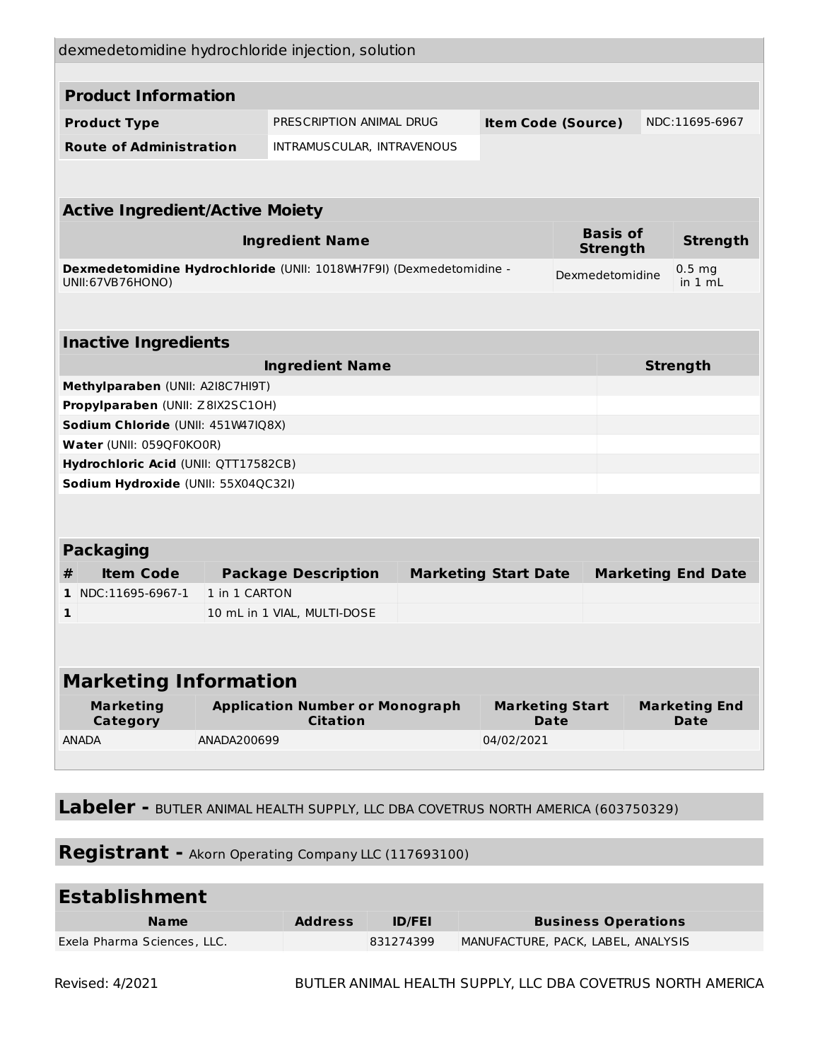dexmedetomidine hydrochloride injection, solution

**Product Information**

| | | | |
|---|---|---|---|
| **Product Type** | PRESCRIPTION ANIMAL DRUG | **Item Code (Source)** | NDC:11695-6967 |
| **Route of Administration** | INTRAMUSCULAR, INTRAVENOUS | | |

**Active Ingredient/Active Moiety**

| Ingredient Name | Basis of Strength | Strength |
|---|---|---|
| **Dexmedetomidine Hydrochloride** (UNII: 1018WH7F9I) (Dexmedetomidine - UNII:67VB76HONO) | Dexmedetomidine | 0.5 mg in 1 mL |

**Inactive Ingredients**

| Ingredient Name | Strength |
|---|---|
| **Methylparaben** (UNII: A2I8C7HI9T) | |
| **Propylparaben** (UNII: Z8IX2SC1OH) | |
| **Sodium Chloride** (UNII: 451W47IQ8X) | |
| **Water** (UNII: 059QF0KO0R) | |
| **Hydrochloric Acid** (UNII: QTT17582CB) | |
| **Sodium Hydroxide** (UNII: 55X04QC32I) | |

**Packaging**

| # | Item Code | Package Description | Marketing Start Date | Marketing End Date |
|---|---|---|---|---|
| 1 | NDC:11695-6967-1 | 1 in 1 CARTON | | |
| 1 | | 10 mL in 1 VIAL, MULTI-DOSE | | |

**Marketing Information**

| Marketing Category | Application Number or Monograph Citation | Marketing Start Date | Marketing End Date |
|---|---|---|---|
| ANADA | ANADA200699 | 04/02/2021 | |

**Labeler -** BUTLER ANIMAL HEALTH SUPPLY, LLC DBA COVETRUS NORTH AMERICA (603750329)

**Registrant -** Akorn Operating Company LLC (117693100)

**Establishment**

| Name | Address | ID/FEI | Business Operations |
|---|---|---|---|
| Exela Pharma Sciences, LLC. | | 831274399 | MANUFACTURE, PACK, LABEL, ANALYSIS |

Revised: 4/2021 BUTLER ANIMAL HEALTH SUPPLY, LLC DBA COVETRUS NORTH AMERICA